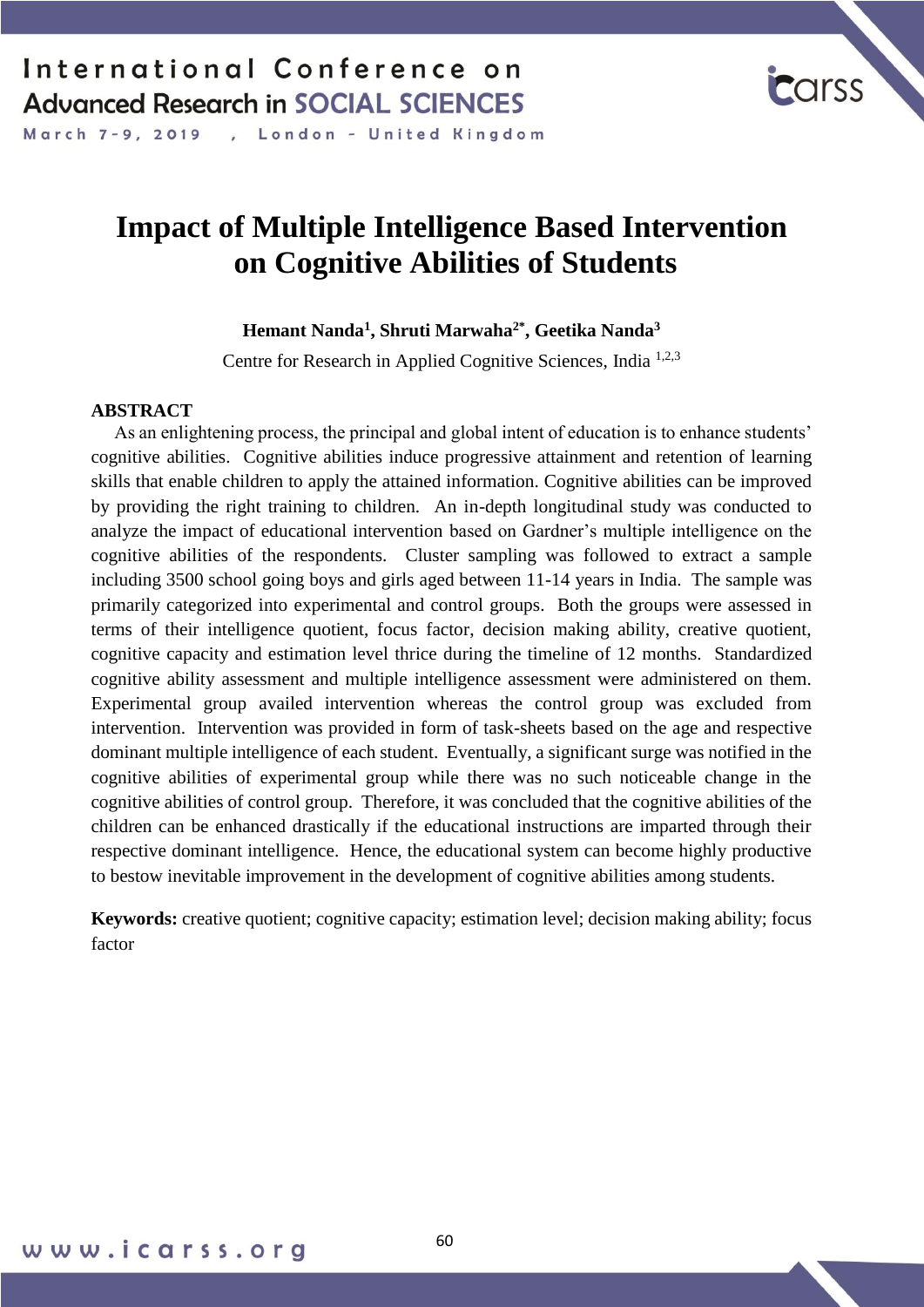# Impact of Multiple Intelligence Based Intervention on Cognitive Abilities of Students

**Hemant Nanda[1], Shruti Marwaha[2*], Geetika Nanda[3]**

Centre for Research in Applied Cognitive Sciences, India [1,2,3]

## ABSTRACT

As an enlightening process, the principal and global intent of education is to enhance students' cognitive abilities. Cognitive abilities induce progressive attainment and retention of learning skills that enable children to apply the attained information. Cognitive abilities can be improved by providing the right training to children. An in-depth longitudinal study was conducted to analyze the impact of educational intervention based on Gardner's multiple intelligence on the cognitive abilities of the respondents. Cluster sampling was followed to extract a sample including 3500 school going boys and girls aged between 11-14 years in India. The sample was primarily categorized into experimental and control groups. Both the groups were assessed in terms of their intelligence quotient, focus factor, decision making ability, creative quotient, cognitive capacity and estimation level thrice during the timeline of 12 months. Standardized cognitive ability assessment and multiple intelligence assessment were administered on them. Experimental group availed intervention whereas the control group was excluded from intervention. Intervention was provided in form of task-sheets based on the age and respective dominant multiple intelligence of each student. Eventually, a significant surge was notified in the cognitive abilities of experimental group while there was no such noticeable change in the cognitive abilities of control group. Therefore, it was concluded that the cognitive abilities of the children can be enhanced drastically if the educational instructions are imparted through their respective dominant intelligence. Hence, the educational system can become highly productive to bestow inevitable improvement in the development of cognitive abilities among students.

**Keywords:** creative quotient; cognitive capacity; estimation level; decision making ability; focus factor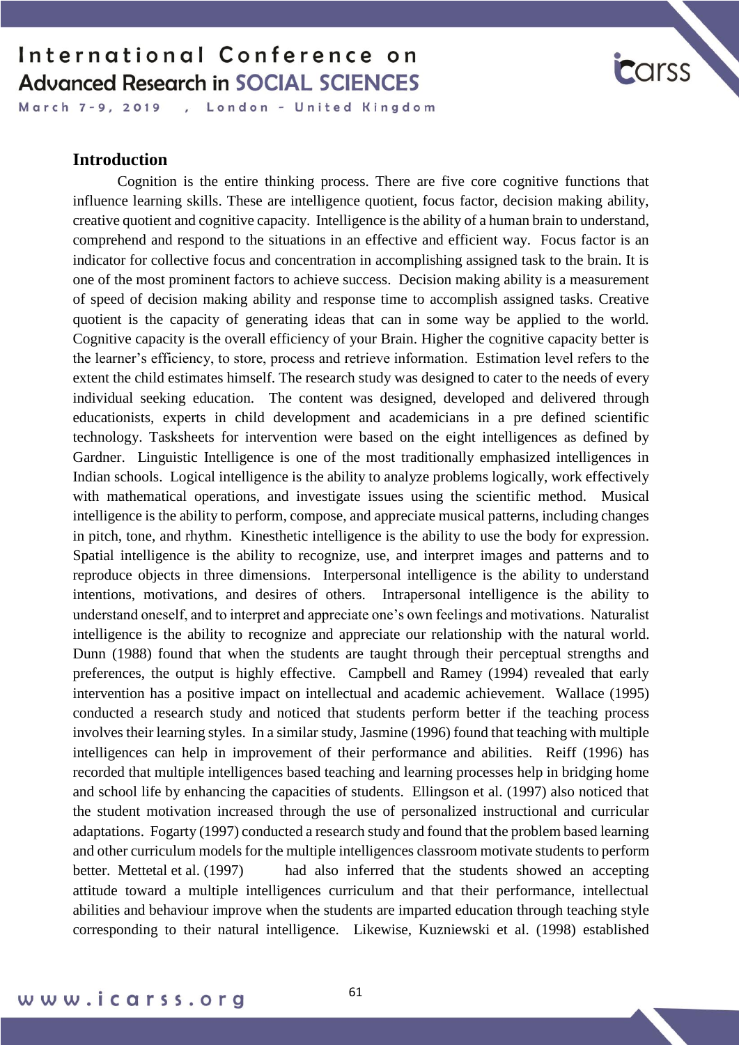## Introduction

Cognition is the entire thinking process. There are five core cognitive functions that influence learning skills. These are intelligence quotient, focus factor, decision making ability, creative quotient and cognitive capacity. Intelligence is the ability of a human brain to understand, comprehend and respond to the situations in an effective and efficient way. Focus factor is an indicator for collective focus and concentration in accomplishing assigned task to the brain. It is one of the most prominent factors to achieve success. Decision making ability is a measurement of speed of decision making ability and response time to accomplish assigned tasks. Creative quotient is the capacity of generating ideas that can in some way be applied to the world. Cognitive capacity is the overall efficiency of your Brain. Higher the cognitive capacity better is the learner's efficiency, to store, process and retrieve information. Estimation level refers to the extent the child estimates himself. The research study was designed to cater to the needs of every individual seeking education. The content was designed, developed and delivered through educationists, experts in child development and academicians in a pre defined scientific technology. Tasksheets for intervention were based on the eight intelligences as defined by Gardner. Linguistic Intelligence is one of the most traditionally emphasized intelligences in Indian schools. Logical intelligence is the ability to analyze problems logically, work effectively with mathematical operations, and investigate issues using the scientific method. Musical intelligence is the ability to perform, compose, and appreciate musical patterns, including changes in pitch, tone, and rhythm. Kinesthetic intelligence is the ability to use the body for expression. Spatial intelligence is the ability to recognize, use, and interpret images and patterns and to reproduce objects in three dimensions. Interpersonal intelligence is the ability to understand intentions, motivations, and desires of others. Intrapersonal intelligence is the ability to understand oneself, and to interpret and appreciate one's own feelings and motivations. Naturalist intelligence is the ability to recognize and appreciate our relationship with the natural world. Dunn (1988) found that when the students are taught through their perceptual strengths and preferences, the output is highly effective. Campbell and Ramey (1994) revealed that early intervention has a positive impact on intellectual and academic achievement. Wallace (1995) conducted a research study and noticed that students perform better if the teaching process involves their learning styles. In a similar study, Jasmine (1996) found that teaching with multiple intelligences can help in improvement of their performance and abilities. Reiff (1996) has recorded that multiple intelligences based teaching and learning processes help in bridging home and school life by enhancing the capacities of students. Ellingson et al. (1997) also noticed that the student motivation increased through the use of personalized instructional and curricular adaptations. Fogarty (1997) conducted a research study and found that the problem based learning and other curriculum models for the multiple intelligences classroom motivate students to perform better. Mettetal et al. (1997) had also inferred that the students showed an accepting attitude toward a multiple intelligences curriculum and that their performance, intellectual abilities and behaviour improve when the students are imparted education through teaching style corresponding to their natural intelligence. Likewise, Kuzniewski et al. (1998) established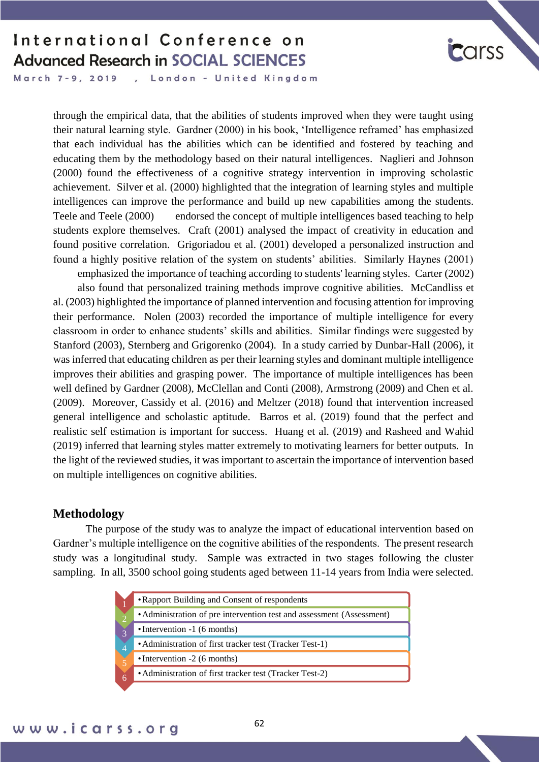through the empirical data, that the abilities of students improved when they were taught using their natural learning style. Gardner (2000) in his book, 'Intelligence reframed' has emphasized that each individual has the abilities which can be identified and fostered by teaching and educating them by the methodology based on their natural intelligences. Naglieri and Johnson (2000) found the effectiveness of a cognitive strategy intervention in improving scholastic achievement. Silver et al. (2000) highlighted that the integration of learning styles and multiple intelligences can improve the performance and build up new capabilities among the students. Teele and Teele (2000) endorsed the concept of multiple intelligences based teaching to help students explore themselves. Craft (2001) analysed the impact of creativity in education and found positive correlation. Grigoriadou et al. (2001) developed a personalized instruction and found a highly positive relation of the system on students' abilities. Similarly Haynes (2001) emphasized the importance of teaching according to students' learning styles. Carter (2002) also found that personalized training methods improve cognitive abilities. McCandliss et al. (2003) highlighted the importance of planned intervention and focusing attention for improving their performance. Nolen (2003) recorded the importance of multiple intelligence for every classroom in order to enhance students' skills and abilities. Similar findings were suggested by Stanford (2003), Sternberg and Grigorenko (2004). In a study carried by Dunbar-Hall (2006), it was inferred that educating children as per their learning styles and dominant multiple intelligence improves their abilities and grasping power. The importance of multiple intelligences has been well defined by Gardner (2008), McClellan and Conti (2008), Armstrong (2009) and Chen et al. (2009). Moreover, Cassidy et al. (2016) and Meltzer (2018) found that intervention increased general intelligence and scholastic aptitude. Barros et al. (2019) found that the perfect and realistic self estimation is important for success. Huang et al. (2019) and Rasheed and Wahid (2019) inferred that learning styles matter extremely to motivating learners for better outputs. In the light of the reviewed studies, it was important to ascertain the importance of intervention based on multiple intelligences on cognitive abilities.

## Methodology

The purpose of the study was to analyze the impact of educational intervention based on Gardner's multiple intelligence on the cognitive abilities of the respondents. The present research study was a longitudinal study. Sample was extracted in two stages following the cluster sampling. In all, 3500 school going students aged between 11-14 years from India were selected.

1. Rapport Building and Consent of respondents
2. Administration of pre intervention test and assessment (Assessment)
3. Intervention -1 (6 months)
4. Administration of first tracker test (Tracker Test-1)
5. Intervention -2 (6 months)
6. Administration of first tracker test (Tracker Test-2)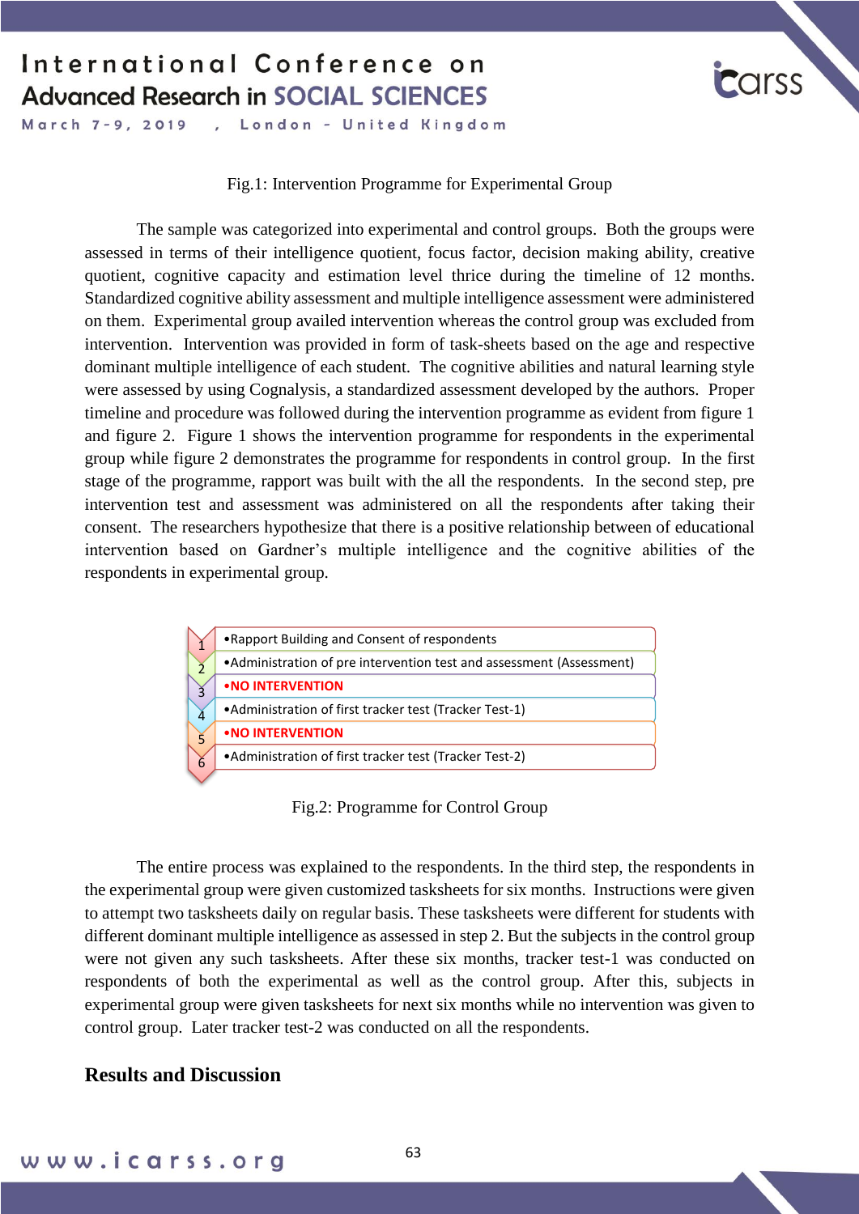Fig.1: Intervention Programme for Experimental Group

The sample was categorized into experimental and control groups. Both the groups were assessed in terms of their intelligence quotient, focus factor, decision making ability, creative quotient, cognitive capacity and estimation level thrice during the timeline of 12 months. Standardized cognitive ability assessment and multiple intelligence assessment were administered on them. Experimental group availed intervention whereas the control group was excluded from intervention. Intervention was provided in form of task-sheets based on the age and respective dominant multiple intelligence of each student. The cognitive abilities and natural learning style were assessed by using Cognalysis, a standardized assessment developed by the authors. Proper timeline and procedure was followed during the intervention programme as evident from figure 1 and figure 2. Figure 1 shows the intervention programme for respondents in the experimental group while figure 2 demonstrates the programme for respondents in control group. In the first stage of the programme, rapport was built with the all the respondents. In the second step, pre intervention test and assessment was administered on all the respondents after taking their consent. The researchers hypothesize that there is a positive relationship between of educational intervention based on Gardner's multiple intelligence and the cognitive abilities of the respondents in experimental group.

| | |
|---|---|
| 1 | •Rapport Building and Consent of respondents |
| 2 | •Administration of pre intervention test and assessment (Assessment) |
| 3 | •NO INTERVENTION |
| 4 | •Administration of first tracker test (Tracker Test-1) |
| 5 | •NO INTERVENTION |
| 6 | •Administration of first tracker test (Tracker Test-2) |

Fig.2: Programme for Control Group

The entire process was explained to the respondents. In the third step, the respondents in the experimental group were given customized tasksheets for six months. Instructions were given to attempt two tasksheets daily on regular basis. These tasksheets were different for students with different dominant multiple intelligence as assessed in step 2. But the subjects in the control group were not given any such tasksheets. After these six months, tracker test-1 was conducted on respondents of both the experimental as well as the control group. After this, subjects in experimental group were given tasksheets for next six months while no intervention was given to control group. Later tracker test-2 was conducted on all the respondents.

## Results and Discussion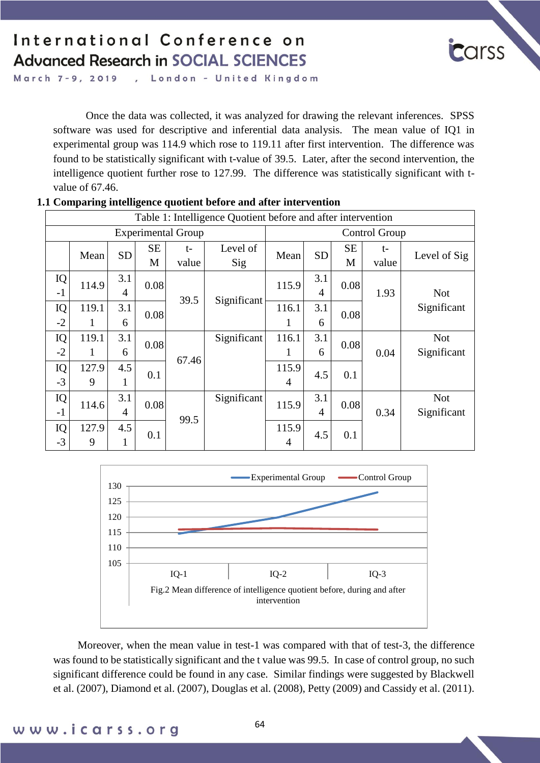Once the data was collected, it was analyzed for drawing the relevant inferences. SPSS software was used for descriptive and inferential data analysis. The mean value of IQ1 in experimental group was 114.9 which rose to 119.11 after first intervention. The difference was found to be statistically significant with t-value of 39.5. Later, after the second intervention, the intelligence quotient further rose to 127.99. The difference was statistically significant with t-value of 67.46.

**1.1 Comparing intelligence quotient before and after intervention**

Table 1: Intelligence Quotient before and after intervention

| | Experimental Group | | | | | Control Group | | | | |
|---|---|---|---|---|---|---|---|---|---|---|
| | Mean | SD | SEM | t-value | Level of Sig | Mean | SD | SEM | t-value | Level of Sig |
| IQ-1 | 114.9 | 3.14 | 0.08 | 39.5 | Significant | 115.9 | 3.14 | 0.08 | 1.93 | Not Significant |
| IQ-2 | 119.11 | 3.16 | 0.08 | | | 116.11 | 3.16 | 0.08 | | |
| IQ-2 | 119.11 | 3.16 | 0.08 | 67.46 | Significant | 116.11 | 3.16 | 0.08 | 0.04 | Not Significant |
| IQ-3 | 127.99 | 4.51 | 0.1 | | | 115.94 | 4.5 | 0.1 | | |
| IQ-1 | 114.6 | 3.14 | 0.08 | 99.5 | Significant | 115.9 | 3.14 | 0.08 | 0.34 | Not Significant |
| IQ-3 | 127.99 | 4.51 | 0.1 | | | 115.94 | 4.5 | 0.1 | | |

Fig.2 Mean difference of intelligence quotient before, during and after intervention

Moreover, when the mean value in test-1 was compared with that of test-3, the difference was found to be statistically significant and the t value was 99.5. In case of control group, no such significant difference could be found in any case. Similar findings were suggested by Blackwell et al. (2007), Diamond et al. (2007), Douglas et al. (2008), Petty (2009) and Cassidy et al. (2011).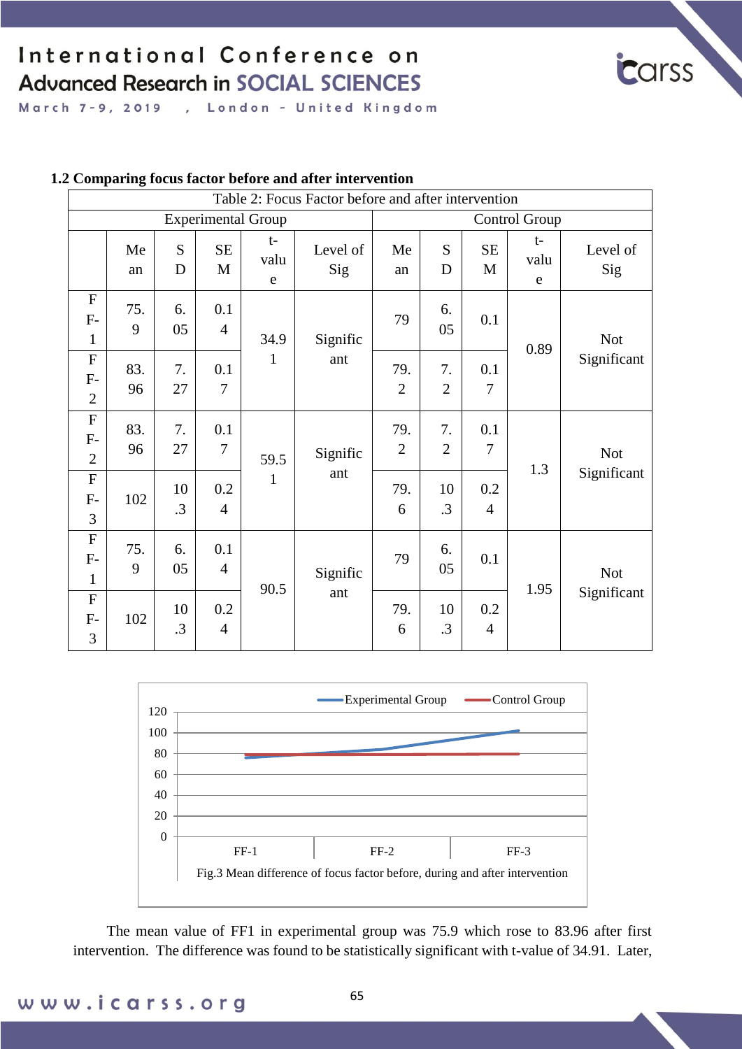### 1.2 Comparing focus factor before and after intervention

Table 2: Focus Factor before and after intervention

| | Experimental Group | | | | | Control Group | | | | |
|---|---|---|---|---|---|---|---|---|---|---|
| | Mean | SD | SEM | t-value | Level of Sig | Mean | SD | SEM | t-value | Level of Sig |
| FF-1 | 75.9 | 6.05 | 0.14 | 34.91 | Significant | 79 | 6.05 | 0.1 | 0.89 | Not Significant |
| FF-2 | 83.96 | 7.27 | 0.17 | | | 79.2 | 7.2 | 0.17 | | |
| FF-2 | 83.96 | 7.27 | 0.17 | 59.51 | Significant | 79.2 | 7.2 | 0.17 | 1.3 | Not Significant |
| FF-3 | 102 | 10.3 | 0.24 | | | 79.6 | 10.3 | 0.24 | | |
| FF-1 | 75.9 | 6.05 | 0.14 | 90.5 | Significant | 79 | 6.05 | 0.1 | 1.95 | Not Significant |
| FF-3 | 102 | 10.3 | 0.24 | | | 79.6 | 10.3 | 0.24 | | |

Fig.3 Mean difference of focus factor before, during and after intervention

The mean value of FF1 in experimental group was 75.9 which rose to 83.96 after first intervention. The difference was found to be statistically significant with t-value of 34.91. Later,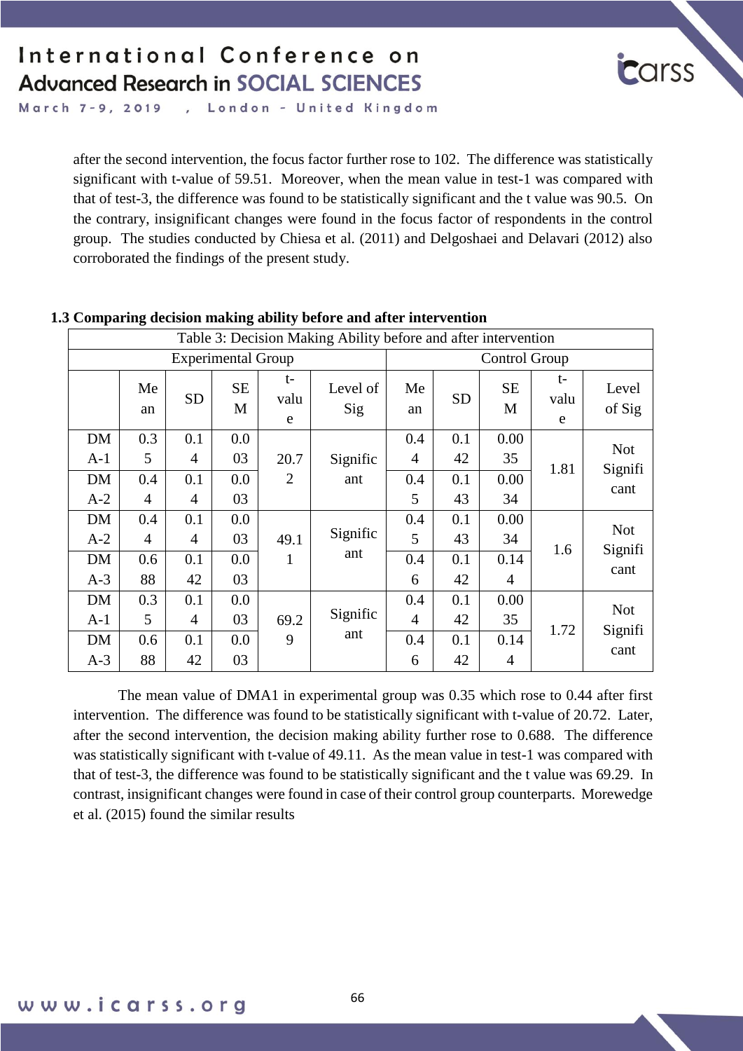after the second intervention, the focus factor further rose to 102. The difference was statistically significant with t-value of 59.51. Moreover, when the mean value in test-1 was compared with that of test-3, the difference was found to be statistically significant and the t value was 90.5. On the contrary, insignificant changes were found in the focus factor of respondents in the control group. The studies conducted by Chiesa et al. (2011) and Delgoshaei and Delavari (2012) also corroborated the findings of the present study.

**1.3 Comparing decision making ability before and after intervention**

Table 3: Decision Making Ability before and after intervention

| | Experimental Group | | | | | Control Group | | | | |
|---|---|---|---|---|---|---|---|---|---|---|
| | Mean | SD | SEM | t-value | Level of Sig | Mean | SD | SEM | t-value | Level of Sig |
| DMA-1 | 0.35 | 0.14 | 0.003 | 20.72 | Significant | 0.44 | 0.142 | 0.0035 | 1.81 | Not Significant |
| DMA-2 | 0.44 | 0.14 | 0.003 | | | 0.45 | 0.143 | 0.0034 | | |
| DMA-2 | 0.44 | 0.14 | 0.003 | 49.11 | Significant | 0.45 | 0.143 | 0.0034 | 1.6 | Not Significant |
| DMA-3 | 0.688 | 0.142 | 0.003 | | | 0.46 | 0.142 | 0.144 | | |
| DMA-1 | 0.35 | 0.14 | 0.003 | 69.29 | Significant | 0.44 | 0.142 | 0.0035 | 1.72 | Not Significant |
| DMA-3 | 0.688 | 0.142 | 0.003 | | | 0.46 | 0.142 | 0.144 | | |

The mean value of DMA1 in experimental group was 0.35 which rose to 0.44 after first intervention. The difference was found to be statistically significant with t-value of 20.72. Later, after the second intervention, the decision making ability further rose to 0.688. The difference was statistically significant with t-value of 49.11. As the mean value in test-1 was compared with that of test-3, the difference was found to be statistically significant and the t value was 69.29. In contrast, insignificant changes were found in case of their control group counterparts. Morewedge et al. (2015) found the similar results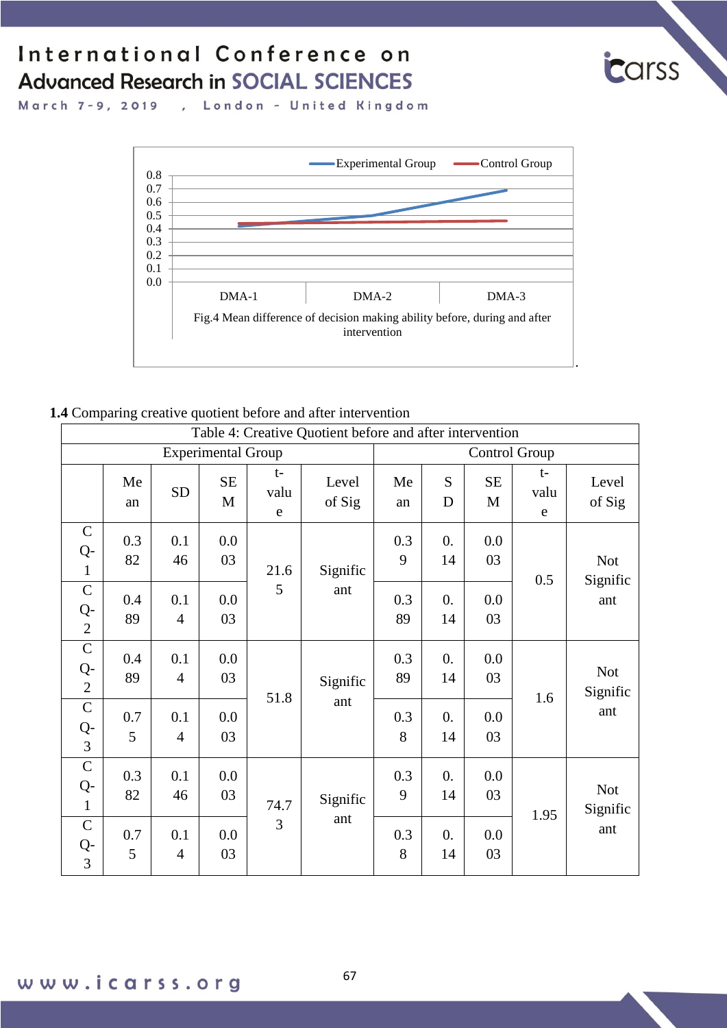Fig.4 Mean difference of decision making ability before, during and after intervention

**1.4** Comparing creative quotient before and after intervention

Table 4: Creative Quotient before and after intervention

| | Experimental Group | | | | | Control Group | | | | |
|---|---|---|---|---|---|---|---|---|---|---|
| | Mean | SD | SEM | t-value | Level of Sig | Mean | SD | SEM | t-value | Level of Sig |
| CQ-1 | 0.382 | 0.146 | 0.003 | 21.65 | Significant | 0.39 | 0.14 | 0.003 | 0.5 | Not Significant |
| CQ-2 | 0.489 | 0.14 | 0.003 | | | 0.389 | 0.14 | 0.003 | | |
| CQ-2 | 0.489 | 0.14 | 0.003 | 51.8 | Significant | 0.389 | 0.14 | 0.003 | 1.6 | Not Significant |
| CQ-3 | 0.75 | 0.14 | 0.003 | | | 0.38 | 0.14 | 0.003 | | |
| CQ-1 | 0.382 | 0.146 | 0.003 | 74.73 | Significant | 0.39 | 0.14 | 0.003 | 1.95 | Not Significant |
| CQ-3 | 0.75 | 0.14 | 0.003 | | | 0.38 | 0.14 | 0.003 | | |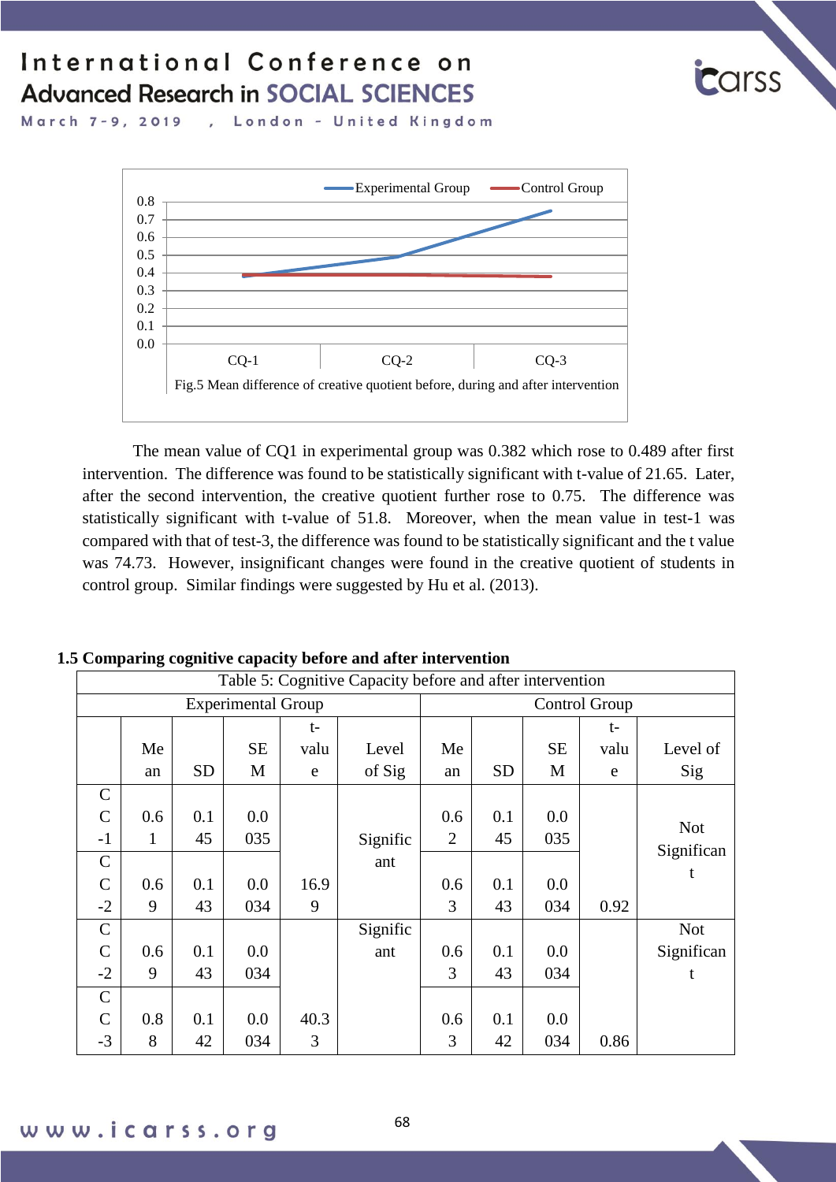Fig.5 Mean difference of creative quotient before, during and after intervention

The mean value of CQ1 in experimental group was 0.382 which rose to 0.489 after first intervention. The difference was found to be statistically significant with t-value of 21.65. Later, after the second intervention, the creative quotient further rose to 0.75. The difference was statistically significant with t-value of 51.8. Moreover, when the mean value in test-1 was compared with that of test-3, the difference was found to be statistically significant and the t value was 74.73. However, insignificant changes were found in the creative quotient of students in control group. Similar findings were suggested by Hu et al. (2013).

### 1.5 Comparing cognitive capacity before and after intervention

Table 5: Cognitive Capacity before and after intervention

| | Experimental Group | | | | | Control Group | | | | |
|---|---|---|---|---|---|---|---|---|---|---|
| | Mean | SD | SEM | t-value | Level of Sig | Mean | SD | SEM | t-value | Level of Sig |
| CC-1 | 0.61 | 0.145 | 0.0035 | | Significant | 0.62 | 0.145 | 0.0035 | | Not Significant |
| CC-2 | 0.69 | 0.143 | 0.0034 | 16.99 | | 0.63 | 0.143 | 0.0034 | 0.92 | |
| CC-2 | 0.69 | 0.143 | 0.0034 | | Significant | 0.63 | 0.143 | 0.0034 | | Not Significant |
| CC-3 | 0.88 | 0.142 | 0.0034 | 40.33 | | 0.63 | 0.142 | 0.0034 | 0.86 | |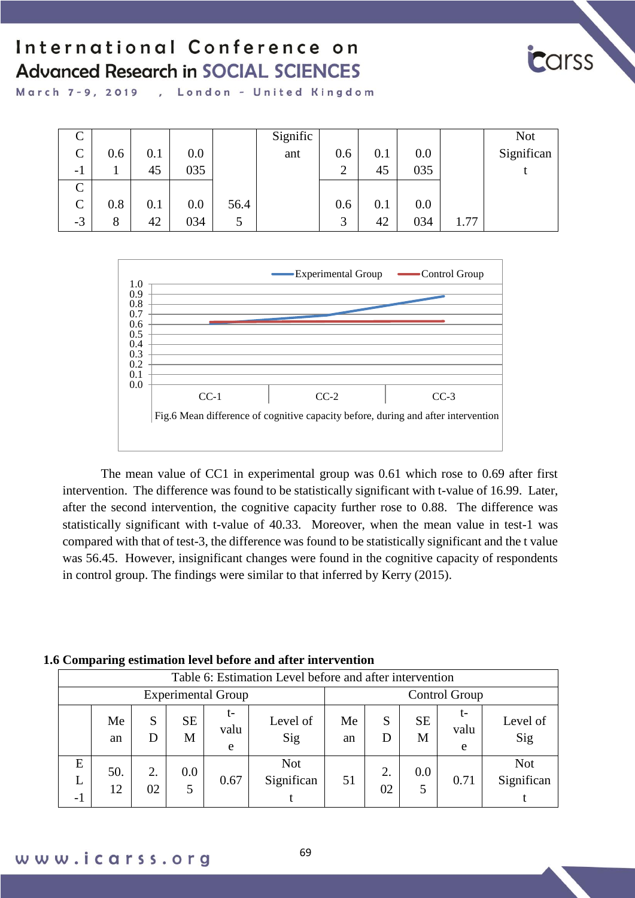| CC-1 | 0.61 | 0.145 | 0.0035 | | Significant | 0.62 | 0.145 | 0.0035 | | Not Significant |
|---|---|---|---|---|---|---|---|---|---|---|
| CC-3 | 0.88 | 0.142 | 0.0034 | 56.45 | | 0.63 | 0.142 | 0.0034 | 1.77 | |

Fig.6 Mean difference of cognitive capacity before, during and after intervention

The mean value of CC1 in experimental group was 0.61 which rose to 0.69 after first intervention. The difference was found to be statistically significant with t-value of 16.99. Later, after the second intervention, the cognitive capacity further rose to 0.88. The difference was statistically significant with t-value of 40.33. Moreover, when the mean value in test-1 was compared with that of test-3, the difference was found to be statistically significant and the t value was 56.45. However, insignificant changes were found in the cognitive capacity of respondents in control group. The findings were similar to that inferred by Kerry (2015).

### 1.6 Comparing estimation level before and after intervention

Table 6: Estimation Level before and after intervention

| | Experimental Group | | | | | Control Group | | | | |
|---|---|---|---|---|---|---|---|---|---|---|
| | Mean | SD | SEM | t-value | Level of Sig | Mean | SD | SEM | t-value | Level of Sig |
| EL-1 | 50.12 | 2.02 | 0.05 | 0.67 | Not Significant | 51 | 2.02 | 0.05 | 0.71 | Not Significant |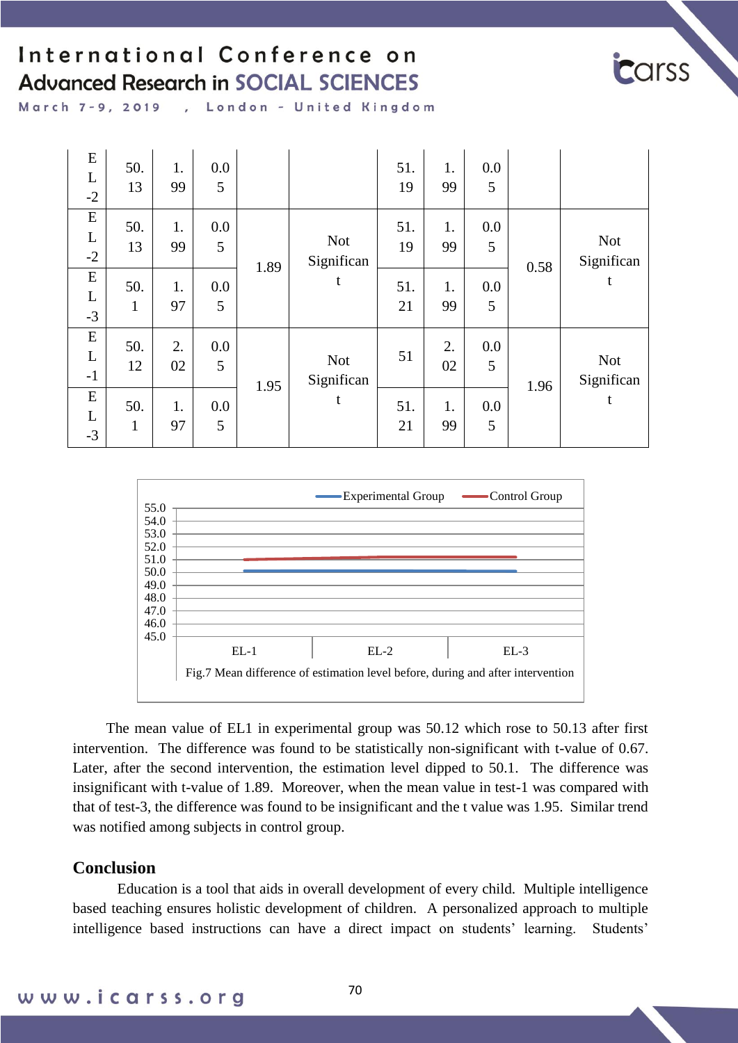| EL-2 | 50.13 | 1.99 | 0.05 | | | 51.19 | 1.99 | 0.05 | | |
|---|---|---|---|---|---|---|---|---|---|---|
| EL-2 | 50.13 | 1.99 | 0.05 | 1.89 | Not Significant | 51.19 | 1.99 | 0.05 | 0.58 | Not Significant |
| EL-3 | 50.1 | 1.97 | 0.05 | | | 51.21 | 1.99 | 0.05 | | |
| EL-1 | 50.12 | 2.02 | 0.05 | 1.95 | Not Significant | 51 | 2.02 | 0.05 | 1.96 | Not Significant |
| EL-3 | 50.1 | 1.97 | 0.05 | | | 51.21 | 1.99 | 0.05 | | |

Fig.7 Mean difference of estimation level before, during and after intervention

The mean value of EL1 in experimental group was 50.12 which rose to 50.13 after first intervention. The difference was found to be statistically non-significant with t-value of 0.67. Later, after the second intervention, the estimation level dipped to 50.1. The difference was insignificant with t-value of 1.89. Moreover, when the mean value in test-1 was compared with that of test-3, the difference was found to be insignificant and the t value was 1.95. Similar trend was notified among subjects in control group.

## Conclusion

Education is a tool that aids in overall development of every child. Multiple intelligence based teaching ensures holistic development of children. A personalized approach to multiple intelligence based instructions can have a direct impact on students' learning. Students'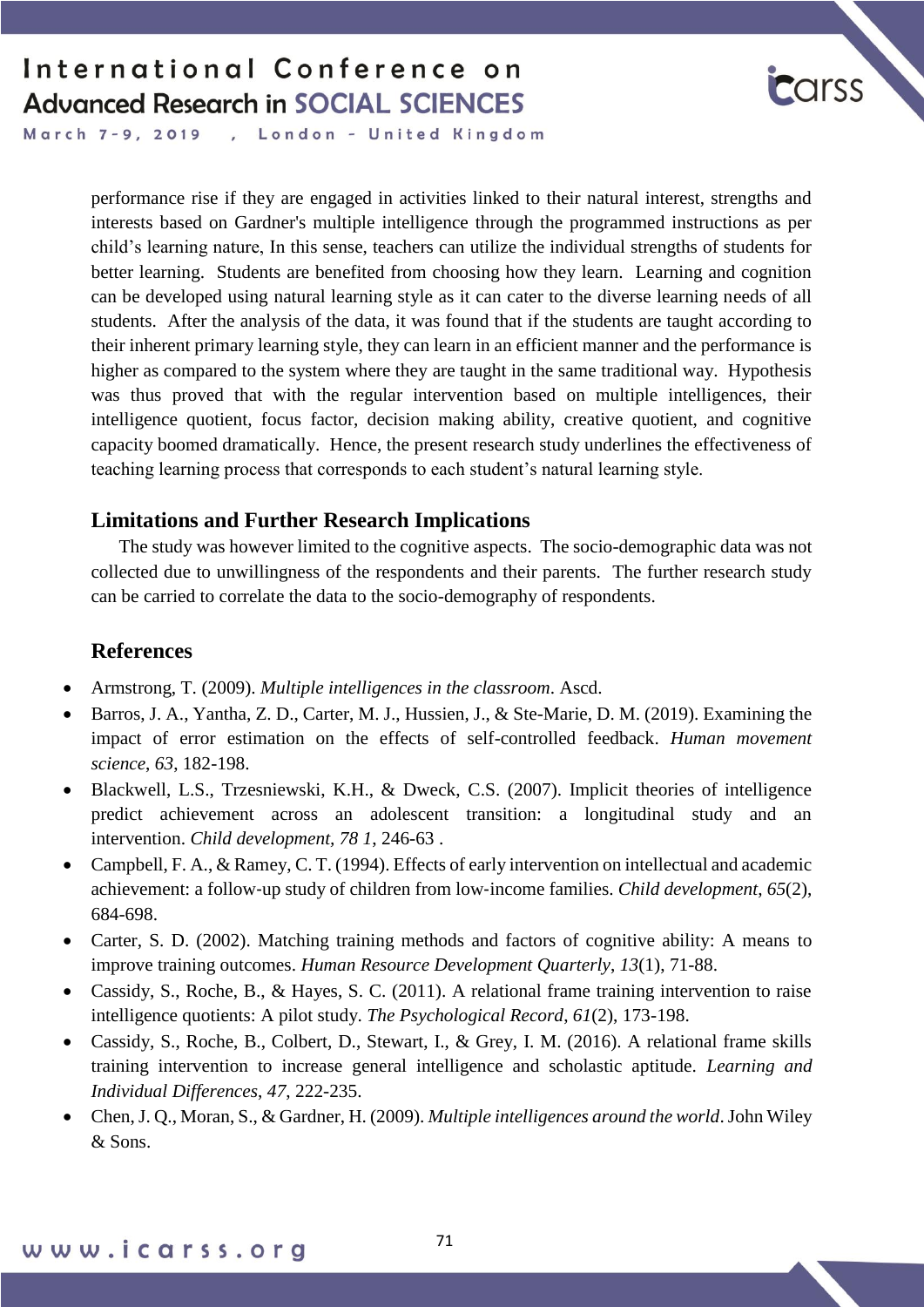performance rise if they are engaged in activities linked to their natural interest, strengths and interests based on Gardner's multiple intelligence through the programmed instructions as per child's learning nature, In this sense, teachers can utilize the individual strengths of students for better learning. Students are benefited from choosing how they learn. Learning and cognition can be developed using natural learning style as it can cater to the diverse learning needs of all students. After the analysis of the data, it was found that if the students are taught according to their inherent primary learning style, they can learn in an efficient manner and the performance is higher as compared to the system where they are taught in the same traditional way. Hypothesis was thus proved that with the regular intervention based on multiple intelligences, their intelligence quotient, focus factor, decision making ability, creative quotient, and cognitive capacity boomed dramatically. Hence, the present research study underlines the effectiveness of teaching learning process that corresponds to each student's natural learning style.

## Limitations and Further Research Implications

The study was however limited to the cognitive aspects. The socio-demographic data was not collected due to unwillingness of the respondents and their parents. The further research study can be carried to correlate the data to the socio-demography of respondents.

## References

- Armstrong, T. (2009). *Multiple intelligences in the classroom*. Ascd.
- Barros, J. A., Yantha, Z. D., Carter, M. J., Hussien, J., & Ste-Marie, D. M. (2019). Examining the impact of error estimation on the effects of self-controlled feedback. *Human movement science*, *63*, 182-198.
- Blackwell, L.S., Trzesniewski, K.H., & Dweck, C.S. (2007). Implicit theories of intelligence predict achievement across an adolescent transition: a longitudinal study and an intervention. *Child development, 78 1*, 246-63 .
- Campbell, F. A., & Ramey, C. T. (1994). Effects of early intervention on intellectual and academic achievement: a follow-up study of children from low-income families. *Child development*, *65*(2), 684-698.
- Carter, S. D. (2002). Matching training methods and factors of cognitive ability: A means to improve training outcomes. *Human Resource Development Quarterly*, *13*(1), 71-88.
- Cassidy, S., Roche, B., & Hayes, S. C. (2011). A relational frame training intervention to raise intelligence quotients: A pilot study. *The Psychological Record*, *61*(2), 173-198.
- Cassidy, S., Roche, B., Colbert, D., Stewart, I., & Grey, I. M. (2016). A relational frame skills training intervention to increase general intelligence and scholastic aptitude. *Learning and Individual Differences*, *47*, 222-235.
- Chen, J. Q., Moran, S., & Gardner, H. (2009). *Multiple intelligences around the world*. John Wiley & Sons.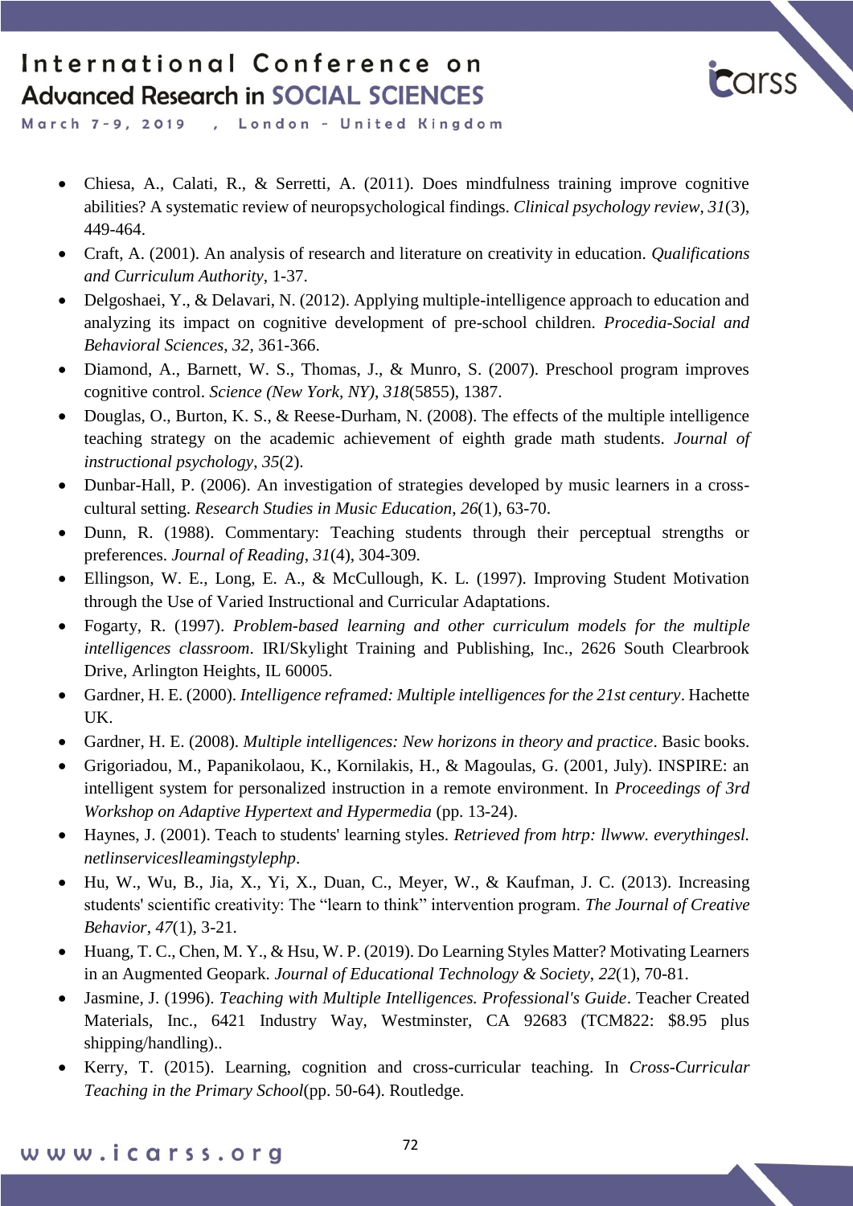- Chiesa, A., Calati, R., & Serretti, A. (2011). Does mindfulness training improve cognitive abilities? A systematic review of neuropsychological findings. *Clinical psychology review*, *31*(3), 449-464.
- Craft, A. (2001). An analysis of research and literature on creativity in education. *Qualifications and Curriculum Authority*, 1-37.
- Delgoshaei, Y., & Delavari, N. (2012). Applying multiple-intelligence approach to education and analyzing its impact on cognitive development of pre-school children. *Procedia-Social and Behavioral Sciences*, *32*, 361-366.
- Diamond, A., Barnett, W. S., Thomas, J., & Munro, S. (2007). Preschool program improves cognitive control. *Science (New York, NY)*, *318*(5855), 1387.
- Douglas, O., Burton, K. S., & Reese-Durham, N. (2008). The effects of the multiple intelligence teaching strategy on the academic achievement of eighth grade math students. *Journal of instructional psychology*, *35*(2).
- Dunbar-Hall, P. (2006). An investigation of strategies developed by music learners in a cross-cultural setting. *Research Studies in Music Education*, *26*(1), 63-70.
- Dunn, R. (1988). Commentary: Teaching students through their perceptual strengths or preferences. *Journal of Reading*, *31*(4), 304-309.
- Ellingson, W. E., Long, E. A., & McCullough, K. L. (1997). Improving Student Motivation through the Use of Varied Instructional and Curricular Adaptations.
- Fogarty, R. (1997). *Problem-based learning and other curriculum models for the multiple intelligences classroom*. IRI/Skylight Training and Publishing, Inc., 2626 South Clearbrook Drive, Arlington Heights, IL 60005.
- Gardner, H. E. (2000). *Intelligence reframed: Multiple intelligences for the 21st century*. Hachette UK.
- Gardner, H. E. (2008). *Multiple intelligences: New horizons in theory and practice*. Basic books.
- Grigoriadou, M., Papanikolaou, K., Kornilakis, H., & Magoulas, G. (2001, July). INSPIRE: an intelligent system for personalized instruction in a remote environment. In *Proceedings of 3rd Workshop on Adaptive Hypertext and Hypermedia* (pp. 13-24).
- Haynes, J. (2001). Teach to students' learning styles. *Retrieved from htrp: llwww. everythingesl. netlinserviceslleamingstylephp*.
- Hu, W., Wu, B., Jia, X., Yi, X., Duan, C., Meyer, W., & Kaufman, J. C. (2013). Increasing students' scientific creativity: The "learn to think" intervention program. *The Journal of Creative Behavior*, *47*(1), 3-21.
- Huang, T. C., Chen, M. Y., & Hsu, W. P. (2019). Do Learning Styles Matter? Motivating Learners in an Augmented Geopark. *Journal of Educational Technology & Society*, *22*(1), 70-81.
- Jasmine, J. (1996). *Teaching with Multiple Intelligences. Professional's Guide*. Teacher Created Materials, Inc., 6421 Industry Way, Westminster, CA 92683 (TCM822: $8.95 plus shipping/handling)..
- Kerry, T. (2015). Learning, cognition and cross-curricular teaching. In *Cross-Curricular Teaching in the Primary School*(pp. 50-64). Routledge.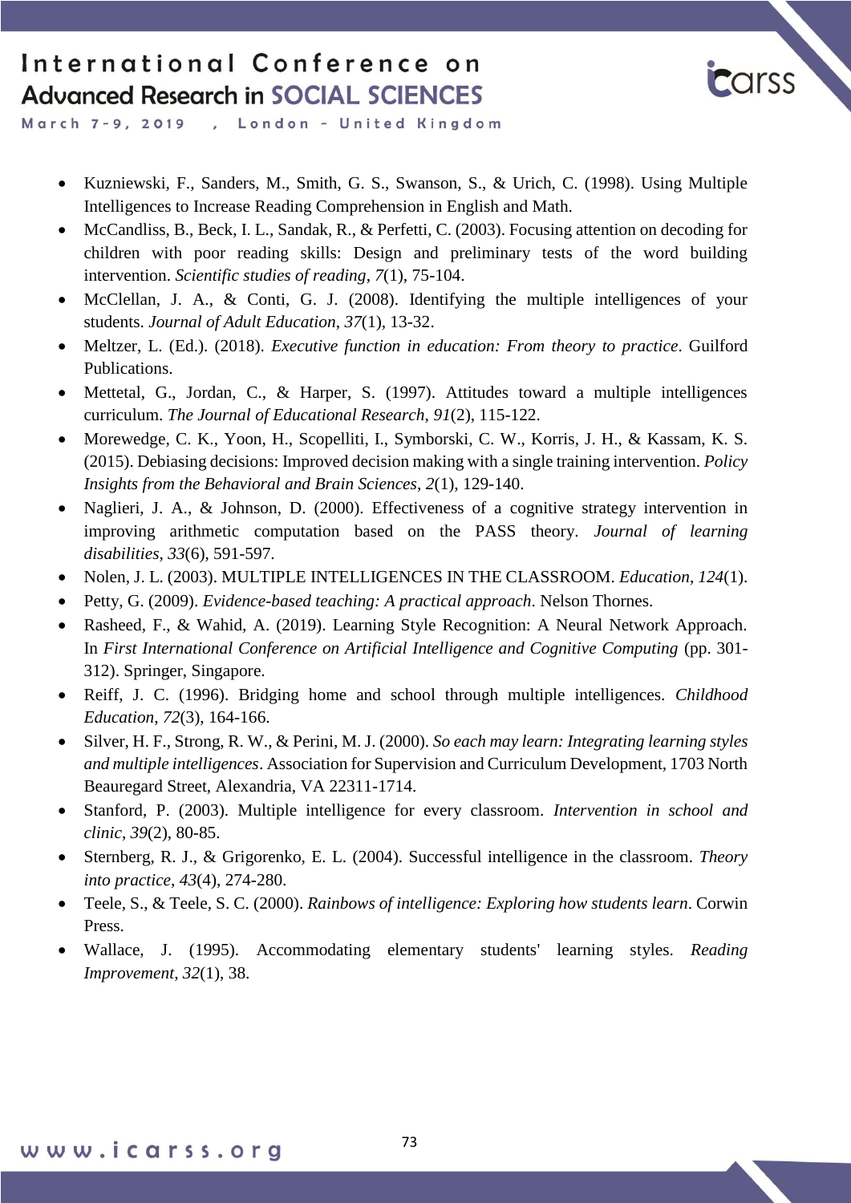- Kuzniewski, F., Sanders, M., Smith, G. S., Swanson, S., & Urich, C. (1998). Using Multiple Intelligences to Increase Reading Comprehension in English and Math.
- McCandliss, B., Beck, I. L., Sandak, R., & Perfetti, C. (2003). Focusing attention on decoding for children with poor reading skills: Design and preliminary tests of the word building intervention. *Scientific studies of reading*, *7*(1), 75-104.
- McClellan, J. A., & Conti, G. J. (2008). Identifying the multiple intelligences of your students. *Journal of Adult Education*, *37*(1), 13-32.
- Meltzer, L. (Ed.). (2018). *Executive function in education: From theory to practice*. Guilford Publications.
- Mettetal, G., Jordan, C., & Harper, S. (1997). Attitudes toward a multiple intelligences curriculum. *The Journal of Educational Research*, *91*(2), 115-122.
- Morewedge, C. K., Yoon, H., Scopelliti, I., Symborski, C. W., Korris, J. H., & Kassam, K. S. (2015). Debiasing decisions: Improved decision making with a single training intervention. *Policy Insights from the Behavioral and Brain Sciences*, *2*(1), 129-140.
- Naglieri, J. A., & Johnson, D. (2000). Effectiveness of a cognitive strategy intervention in improving arithmetic computation based on the PASS theory. *Journal of learning disabilities*, *33*(6), 591-597.
- Nolen, J. L. (2003). MULTIPLE INTELLIGENCES IN THE CLASSROOM. *Education*, *124*(1).
- Petty, G. (2009). *Evidence-based teaching: A practical approach*. Nelson Thornes.
- Rasheed, F., & Wahid, A. (2019). Learning Style Recognition: A Neural Network Approach. In *First International Conference on Artificial Intelligence and Cognitive Computing* (pp. 301-312). Springer, Singapore.
- Reiff, J. C. (1996). Bridging home and school through multiple intelligences. *Childhood Education*, *72*(3), 164-166.
- Silver, H. F., Strong, R. W., & Perini, M. J. (2000). *So each may learn: Integrating learning styles and multiple intelligences*. Association for Supervision and Curriculum Development, 1703 North Beauregard Street, Alexandria, VA 22311-1714.
- Stanford, P. (2003). Multiple intelligence for every classroom. *Intervention in school and clinic*, *39*(2), 80-85.
- Sternberg, R. J., & Grigorenko, E. L. (2004). Successful intelligence in the classroom. *Theory into practice*, *43*(4), 274-280.
- Teele, S., & Teele, S. C. (2000). *Rainbows of intelligence: Exploring how students learn*. Corwin Press.
- Wallace, J. (1995). Accommodating elementary students' learning styles. *Reading Improvement*, *32*(1), 38.